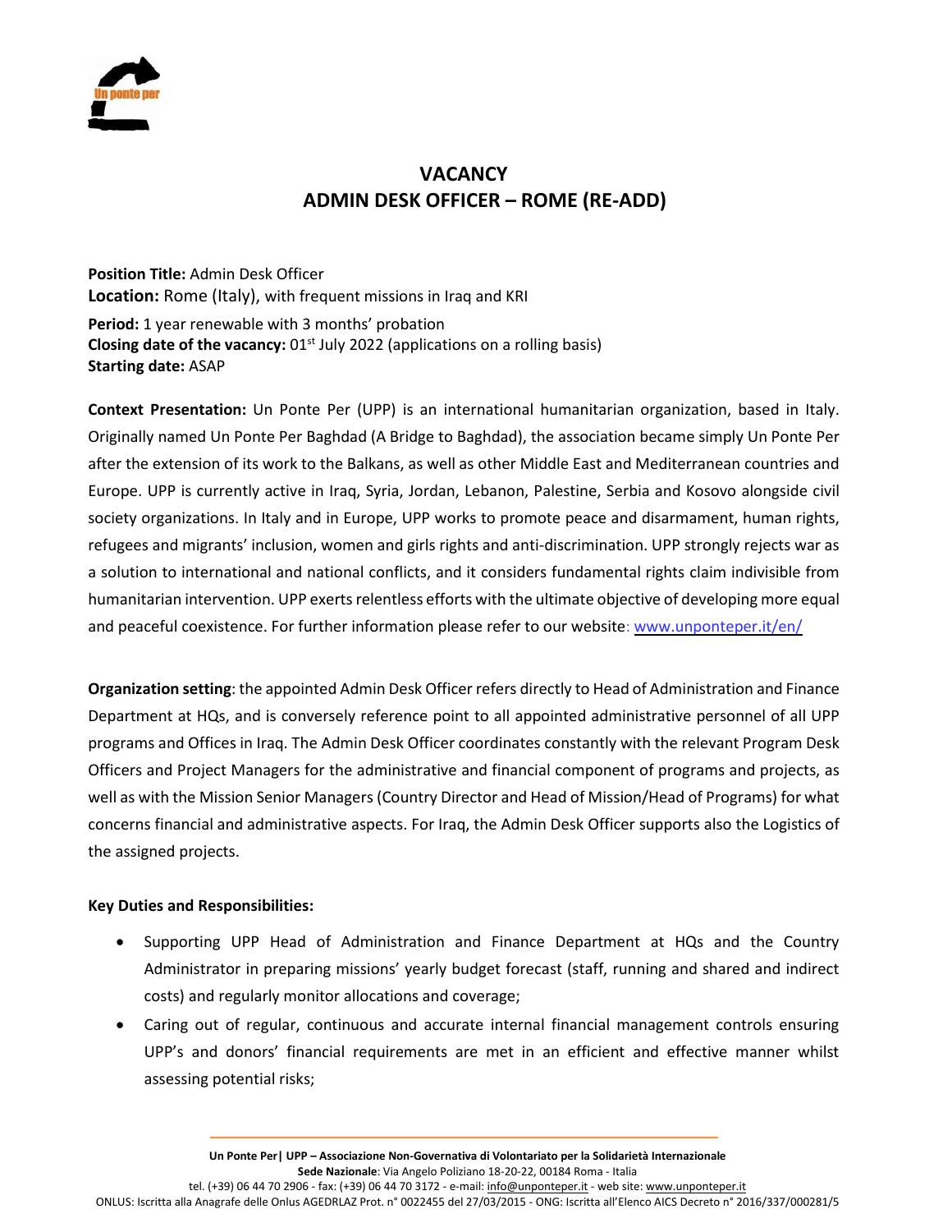# VACANCY
# ADMIN DESK OFFICER – ROME (RE-ADD)

**Position Title:** Admin Desk Officer
**Location:** Rome (Italy), with frequent missions in Iraq and KRI
**Period:** 1 year renewable with 3 months' probation
**Closing date of the vacancy:** 01st July 2022 (applications on a rolling basis)
**Starting date:** ASAP

**Context Presentation:** Un Ponte Per (UPP) is an international humanitarian organization, based in Italy. Originally named Un Ponte Per Baghdad (A Bridge to Baghdad), the association became simply Un Ponte Per after the extension of its work to the Balkans, as well as other Middle East and Mediterranean countries and Europe. UPP is currently active in Iraq, Syria, Jordan, Lebanon, Palestine, Serbia and Kosovo alongside civil society organizations. In Italy and in Europe, UPP works to promote peace and disarmament, human rights, refugees and migrants' inclusion, women and girls rights and anti-discrimination. UPP strongly rejects war as a solution to international and national conflicts, and it considers fundamental rights claim indivisible from humanitarian intervention. UPP exerts relentless efforts with the ultimate objective of developing more equal and peaceful coexistence. For further information please refer to our website: www.unponteper.it/en/

**Organization setting**: the appointed Admin Desk Officer refers directly to Head of Administration and Finance Department at HQs, and is conversely reference point to all appointed administrative personnel of all UPP programs and Offices in Iraq. The Admin Desk Officer coordinates constantly with the relevant Program Desk Officers and Project Managers for the administrative and financial component of programs and projects, as well as with the Mission Senior Managers (Country Director and Head of Mission/Head of Programs) for what concerns financial and administrative aspects. For Iraq, the Admin Desk Officer supports also the Logistics of the assigned projects.

**Key Duties and Responsibilities:**

- Supporting UPP Head of Administration and Finance Department at HQs and the Country Administrator in preparing missions' yearly budget forecast (staff, running and shared and indirect costs) and regularly monitor allocations and coverage;
- Caring out of regular, continuous and accurate internal financial management controls ensuring UPP's and donors' financial requirements are met in an efficient and effective manner whilst assessing potential risks;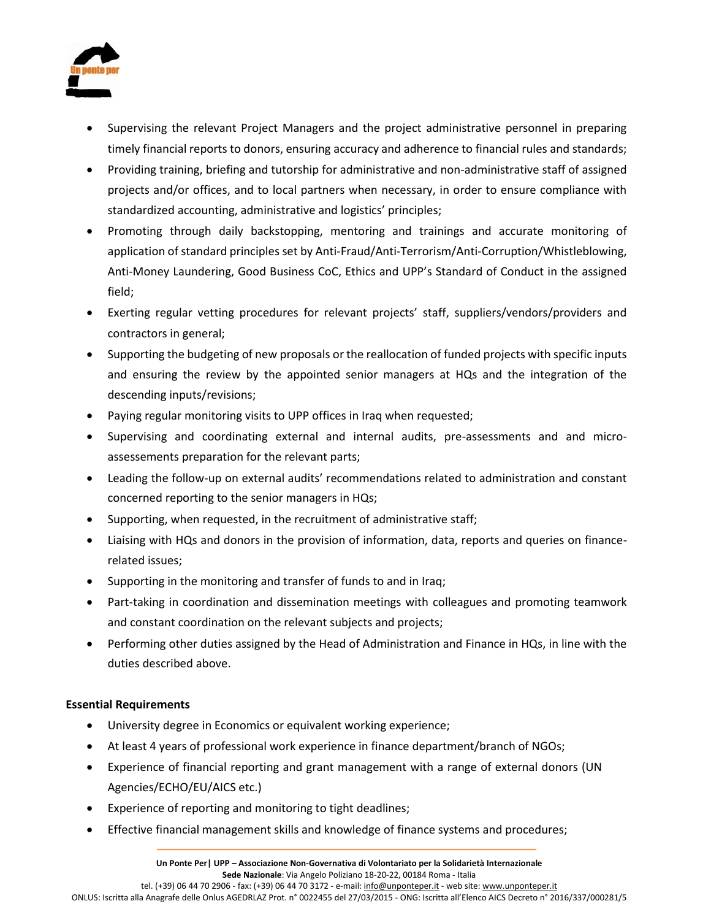- Supervising the relevant Project Managers and the project administrative personnel in preparing timely financial reports to donors, ensuring accuracy and adherence to financial rules and standards;
- Providing training, briefing and tutorship for administrative and non-administrative staff of assigned projects and/or offices, and to local partners when necessary, in order to ensure compliance with standardized accounting, administrative and logistics' principles;
- Promoting through daily backstopping, mentoring and trainings and accurate monitoring of application of standard principles set by Anti-Fraud/Anti-Terrorism/Anti-Corruption/Whistleblowing, Anti-Money Laundering, Good Business CoC, Ethics and UPP's Standard of Conduct in the assigned field;
- Exerting regular vetting procedures for relevant projects' staff, suppliers/vendors/providers and contractors in general;
- Supporting the budgeting of new proposals or the reallocation of funded projects with specific inputs and ensuring the review by the appointed senior managers at HQs and the integration of the descending inputs/revisions;
- Paying regular monitoring visits to UPP offices in Iraq when requested;
- Supervising and coordinating external and internal audits, pre-assessments and and micro-assessements preparation for the relevant parts;
- Leading the follow-up on external audits' recommendations related to administration and constant concerned reporting to the senior managers in HQs;
- Supporting, when requested, in the recruitment of administrative staff;
- Liaising with HQs and donors in the provision of information, data, reports and queries on finance-related issues;
- Supporting in the monitoring and transfer of funds to and in Iraq;
- Part-taking in coordination and dissemination meetings with colleagues and promoting teamwork and constant coordination on the relevant subjects and projects;
- Performing other duties assigned by the Head of Administration and Finance in HQs, in line with the duties described above.

**Essential Requirements**

- University degree in Economics or equivalent working experience;
- At least 4 years of professional work experience in finance department/branch of NGOs;
- Experience of financial reporting and grant management with a range of external donors (UN Agencies/ECHO/EU/AICS etc.)
- Experience of reporting and monitoring to tight deadlines;
- Effective financial management skills and knowledge of finance systems and procedures;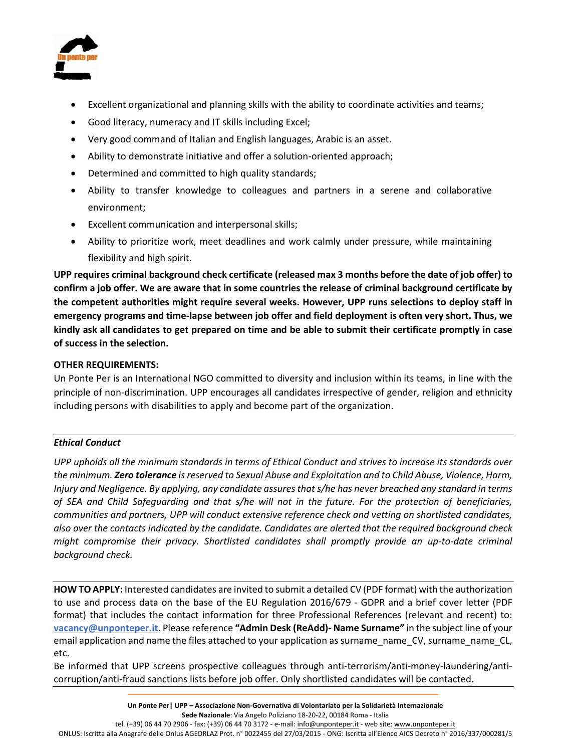- Excellent organizational and planning skills with the ability to coordinate activities and teams;
- Good literacy, numeracy and IT skills including Excel;
- Very good command of Italian and English languages, Arabic is an asset.
- Ability to demonstrate initiative and offer a solution-oriented approach;
- Determined and committed to high quality standards;
- Ability to transfer knowledge to colleagues and partners in a serene and collaborative environment;
- Excellent communication and interpersonal skills;
- Ability to prioritize work, meet deadlines and work calmly under pressure, while maintaining flexibility and high spirit.

**UPP requires criminal background check certificate (released max 3 months before the date of job offer) to confirm a job offer. We are aware that in some countries the release of criminal background certificate by the competent authorities might require several weeks. However, UPP runs selections to deploy staff in emergency programs and time-lapse between job offer and field deployment is often very short. Thus, we kindly ask all candidates to get prepared on time and be able to submit their certificate promptly in case of success in the selection.**

**OTHER REQUIREMENTS:**

Un Ponte Per is an International NGO committed to diversity and inclusion within its teams, in line with the principle of non-discrimination. UPP encourages all candidates irrespective of gender, religion and ethnicity including persons with disabilities to apply and become part of the organization.

***Ethical Conduct***

*UPP upholds all the minimum standards in terms of Ethical Conduct and strives to increase its standards over the minimum.* ***Zero tolerance*** *is reserved to Sexual Abuse and Exploitation and to Child Abuse, Violence, Harm, Injury and Negligence. By applying, any candidate assures that s/he has never breached any standard in terms of SEA and Child Safeguarding and that s/he will not in the future. For the protection of beneficiaries, communities and partners, UPP will conduct extensive reference check and vetting on shortlisted candidates, also over the contacts indicated by the candidate. Candidates are alerted that the required background check might compromise their privacy. Shortlisted candidates shall promptly provide an up-to-date criminal background check.*

**HOW TO APPLY:** Interested candidates are invited to submit a detailed CV (PDF format) with the authorization to use and process data on the base of the EU Regulation 2016/679 - GDPR and a brief cover letter (PDF format) that includes the contact information for three Professional References (relevant and recent) to: **vacancy@unponteper.it**. Please reference **"Admin Desk (ReAdd)- Name Surname"** in the subject line of your email application and name the files attached to your application as surname_name_CV, surname_name_CL, etc.

Be informed that UPP screens prospective colleagues through anti-terrorism/anti-money-laundering/anti-corruption/anti-fraud sanctions lists before job offer. Only shortlisted candidates will be contacted.